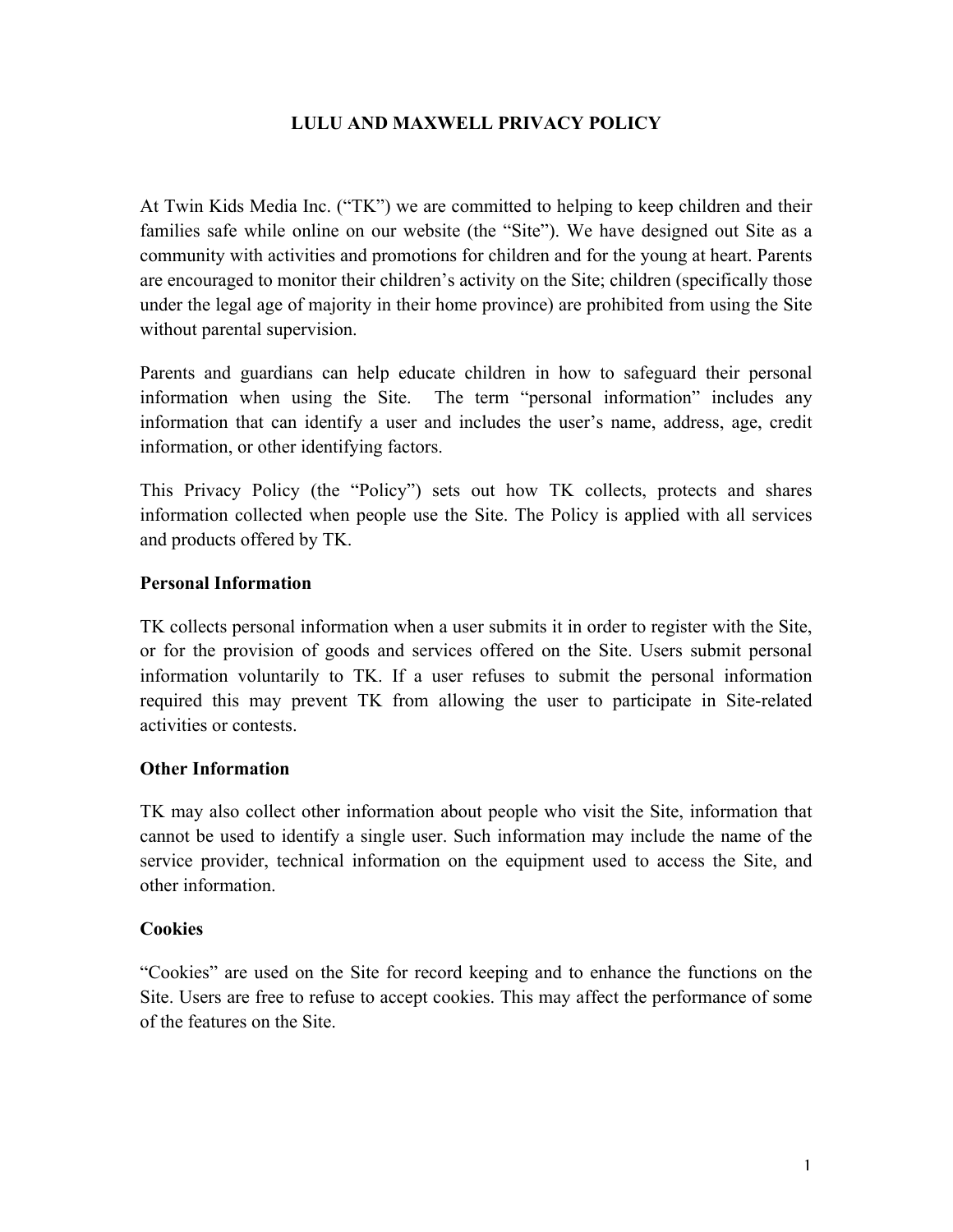# LULU AND MAXWELL PRIVACY POLICY

At Twin Kids Media Inc. ("TK") we are committed to helping to keep children and their families safe while online on our website (the "Site"). We have designed out Site as a community with activities and promotions for children and for the young at heart. Parents are encouraged to monitor their children's activity on the Site; children (specifically those under the legal age of majority in their home province) are prohibited from using the Site without parental supervision.

Parents and guardians can help educate children in how to safeguard their personal information when using the Site. The term "personal information" includes any information that can identify a user and includes the user's name, address, age, credit information, or other identifying factors.

This Privacy Policy (the "Policy") sets out how TK collects, protects and shares information collected when people use the Site. The Policy is applied with all services and products offered by TK.

**Personal Information**

TK collects personal information when a user submits it in order to register with the Site, or for the provision of goods and services offered on the Site. Users submit personal information voluntarily to TK. If a user refuses to submit the personal information required this may prevent TK from allowing the user to participate in Site-related activities or contests.

**Other Information**

TK may also collect other information about people who visit the Site, information that cannot be used to identify a single user. Such information may include the name of the service provider, technical information on the equipment used to access the Site, and other information.

**Cookies**

"Cookies" are used on the Site for record keeping and to enhance the functions on the Site. Users are free to refuse to accept cookies. This may affect the performance of some of the features on the Site.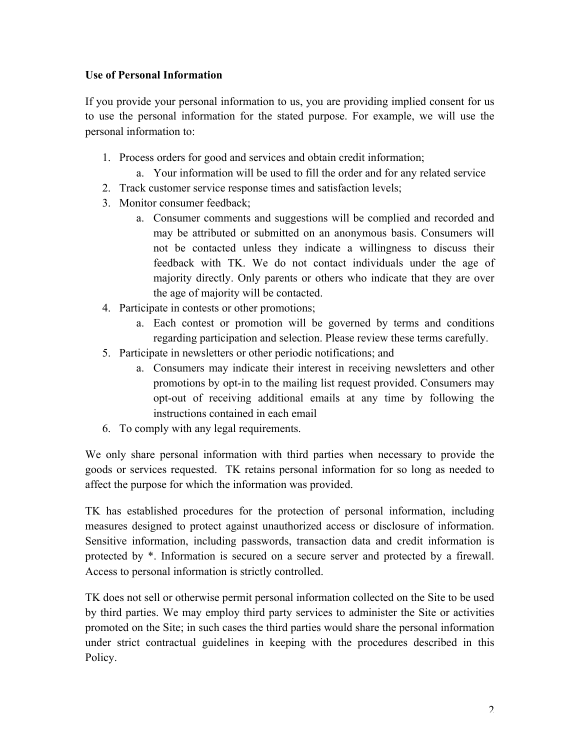**Use of Personal Information**

If you provide your personal information to us, you are providing implied consent for us to use the personal information for the stated purpose. For example, we will use the personal information to:

1. Process orders for good and services and obtain credit information;
    a. Your information will be used to fill the order and for any related service
2. Track customer service response times and satisfaction levels;
3. Monitor consumer feedback;
    a. Consumer comments and suggestions will be complied and recorded and may be attributed or submitted on an anonymous basis. Consumers will not be contacted unless they indicate a willingness to discuss their feedback with TK. We do not contact individuals under the age of majority directly. Only parents or others who indicate that they are over the age of majority will be contacted.
4. Participate in contests or other promotions;
    a. Each contest or promotion will be governed by terms and conditions regarding participation and selection. Please review these terms carefully.
5. Participate in newsletters or other periodic notifications; and
    a. Consumers may indicate their interest in receiving newsletters and other promotions by opt-in to the mailing list request provided. Consumers may opt-out of receiving additional emails at any time by following the instructions contained in each email
6. To comply with any legal requirements.

We only share personal information with third parties when necessary to provide the goods or services requested. TK retains personal information for so long as needed to affect the purpose for which the information was provided.

TK has established procedures for the protection of personal information, including measures designed to protect against unauthorized access or disclosure of information. Sensitive information, including passwords, transaction data and credit information is protected by *. Information is secured on a secure server and protected by a firewall. Access to personal information is strictly controlled.

TK does not sell or otherwise permit personal information collected on the Site to be used by third parties. We may employ third party services to administer the Site or activities promoted on the Site; in such cases the third parties would share the personal information under strict contractual guidelines in keeping with the procedures described in this Policy.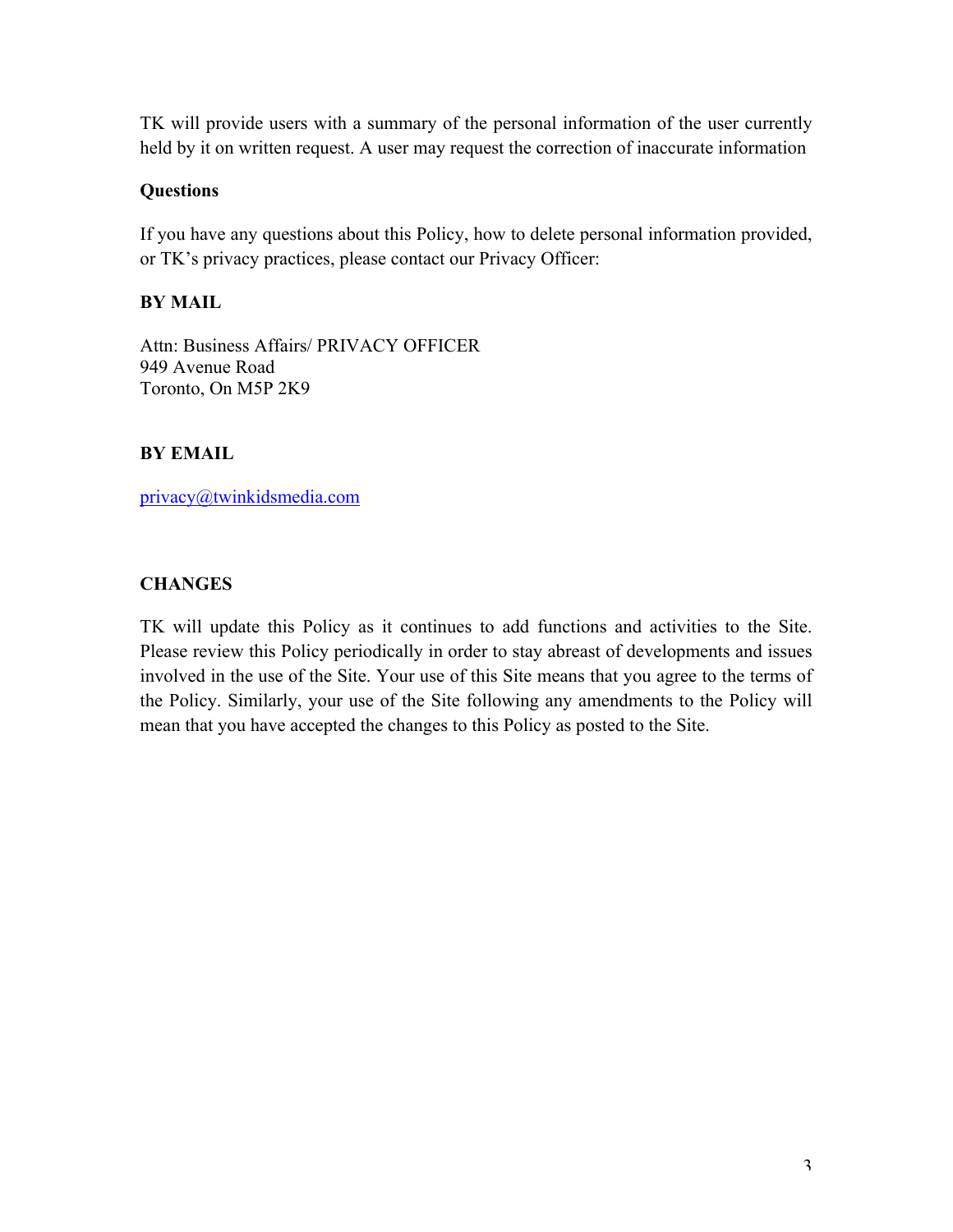TK will provide users with a summary of the personal information of the user currently held by it on written request. A user may request the correction of inaccurate information

**Questions**

If you have any questions about this Policy, how to delete personal information provided, or TK's privacy practices, please contact our Privacy Officer:

**BY MAIL**

Attn: Business Affairs/ PRIVACY OFFICER
949 Avenue Road
Toronto, On M5P 2K9

**BY EMAIL**

privacy@twinkidsmedia.com

**CHANGES**

TK will update this Policy as it continues to add functions and activities to the Site. Please review this Policy periodically in order to stay abreast of developments and issues involved in the use of the Site. Your use of this Site means that you agree to the terms of the Policy. Similarly, your use of the Site following any amendments to the Policy will mean that you have accepted the changes to this Policy as posted to the Site.